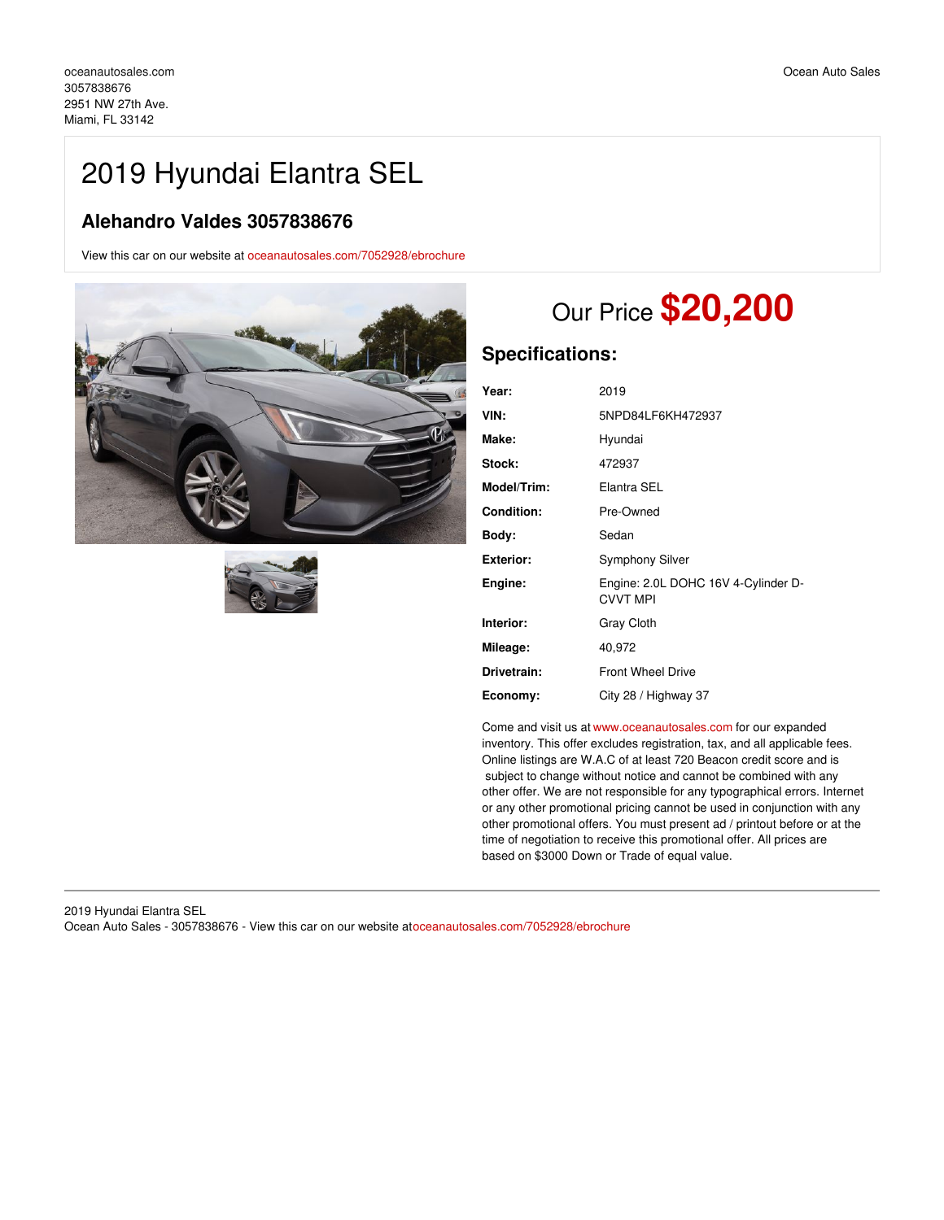oceanautosales.com
3057838676
2951 NW 27th Ave.
Miami, FL 33142

Ocean Auto Sales

# 2019 Hyundai Elantra SEL

## Alehandro Valdes 3057838676

View this car on our website at oceanautosales.com/7052928/ebrochure

Our Price **$20,200**

## Specifications:

| | |
|---|---|
| **Year:** | 2019 |
| **VIN:** | 5NPD84LF6KH472937 |
| **Make:** | Hyundai |
| **Stock:** | 472937 |
| **Model/Trim:** | Elantra SEL |
| **Condition:** | Pre-Owned |
| **Body:** | Sedan |
| **Exterior:** | Symphony Silver |
| **Engine:** | Engine: 2.0L DOHC 16V 4-Cylinder D-CVVT MPI |
| **Interior:** | Gray Cloth |
| **Mileage:** | 40,972 |
| **Drivetrain:** | Front Wheel Drive |
| **Economy:** | City 28 / Highway 37 |

Come and visit us at www.oceanautosales.com for our expanded inventory. This offer excludes registration, tax, and all applicable fees. Online listings are W.A.C of at least 720 Beacon credit score and is subject to change without notice and cannot be combined with any other offer. We are not responsible for any typographical errors. Internet or any other promotional pricing cannot be used in conjunction with any other promotional offers. You must present ad / printout before or at the time of negotiation to receive this promotional offer. All prices are based on $3000 Down or Trade of equal value.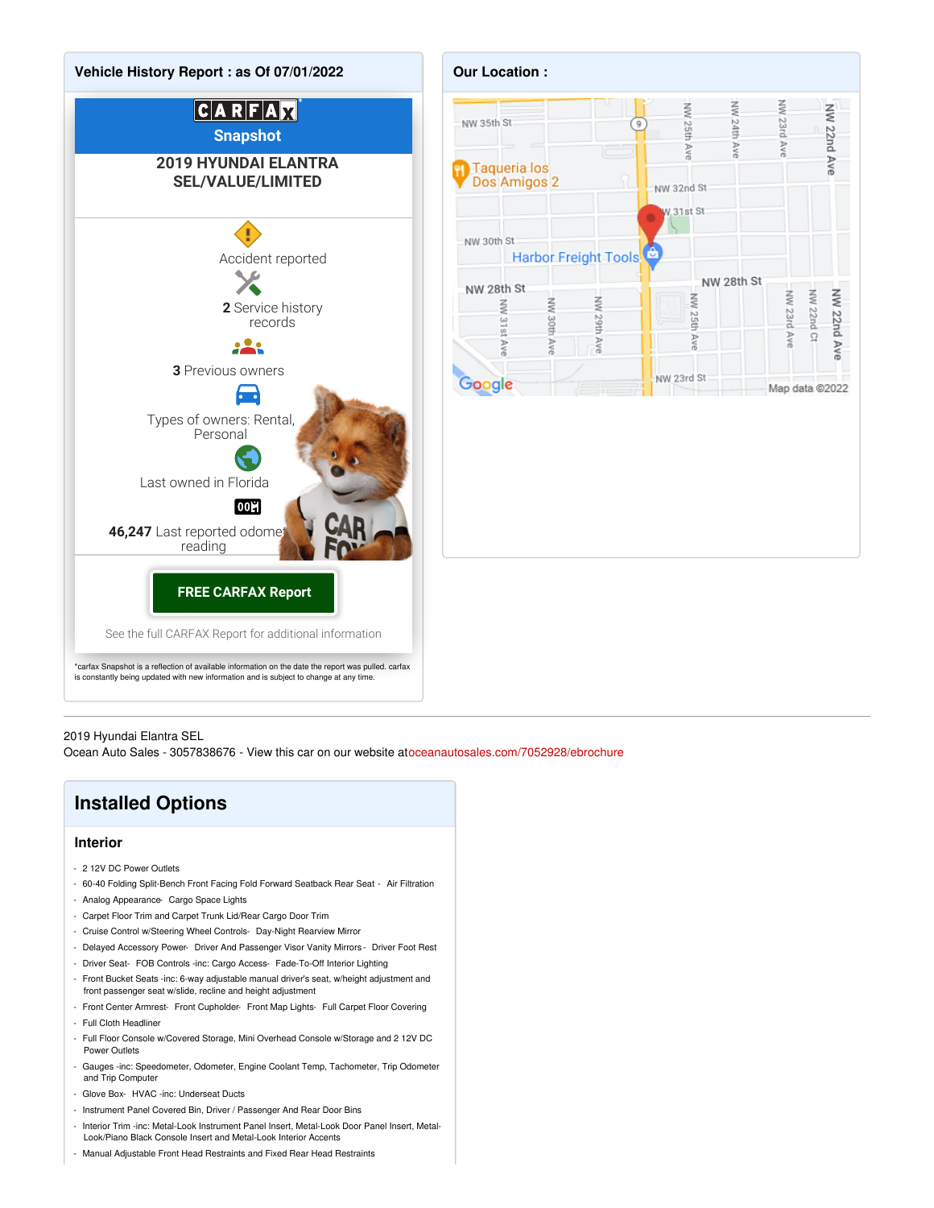## Vehicle History Report : as Of 07/01/2022

CARFAX Snapshot

**2019 HYUNDAI ELANTRA SEL/VALUE/LIMITED**

Accident reported

**2** Service history records

**3** Previous owners

Types of owners: Rental, Personal

Last owned in Florida

**46,247** Last reported odometer reading

**FREE CARFAX Report**

See the full CARFAX Report for additional information

*carfax Snapshot is a reflection of available information on the date the report was pulled. carfax is constantly being updated with new information and is subject to change at any time.

## Our Location :

NW 35th St, Taqueria los Dos Amigos 2, NW 32nd St, NW 31st St, NW 30th St, Harbor Freight Tools, NW 28th St, NW 23rd St, NW 25th Ave, NW 24th Ave, NW 23rd Ave, NW 22nd Ave, NW 31st Ave, NW 30th Ave, NW 29th Ave, NW 22nd Ct

Google Map data ©2022

---

2019 Hyundai Elantra SEL
Ocean Auto Sales - 3057838676 - View this car on our website atoceanautosales.com/7052928/ebrochure

## Installed Options

### Interior

- 2 12V DC Power Outlets
- 60-40 Folding Split-Bench Front Facing Fold Forward Seatback Rear Seat - Air Filtration
- Analog Appearance- Cargo Space Lights
- Carpet Floor Trim and Carpet Trunk Lid/Rear Cargo Door Trim
- Cruise Control w/Steering Wheel Controls- Day-Night Rearview Mirror
- Delayed Accessory Power- Driver And Passenger Visor Vanity Mirrors - Driver Foot Rest
- Driver Seat- FOB Controls -inc: Cargo Access- Fade-To-Off Interior Lighting
- Front Bucket Seats -inc: 6-way adjustable manual driver's seat, w/height adjustment and front passenger seat w/slide, recline and height adjustment
- Front Center Armrest- Front Cupholder- Front Map Lights- Full Carpet Floor Covering
- Full Cloth Headliner
- Full Floor Console w/Covered Storage, Mini Overhead Console w/Storage and 2 12V DC Power Outlets
- Gauges -inc: Speedometer, Odometer, Engine Coolant Temp, Tachometer, Trip Odometer and Trip Computer
- Glove Box- HVAC -inc: Underseat Ducts
- Instrument Panel Covered Bin, Driver / Passenger And Rear Door Bins
- Interior Trim -inc: Metal-Look Instrument Panel Insert, Metal-Look Door Panel Insert, Metal-Look/Piano Black Console Insert and Metal-Look Interior Accents
- Manual Adjustable Front Head Restraints and Fixed Rear Head Restraints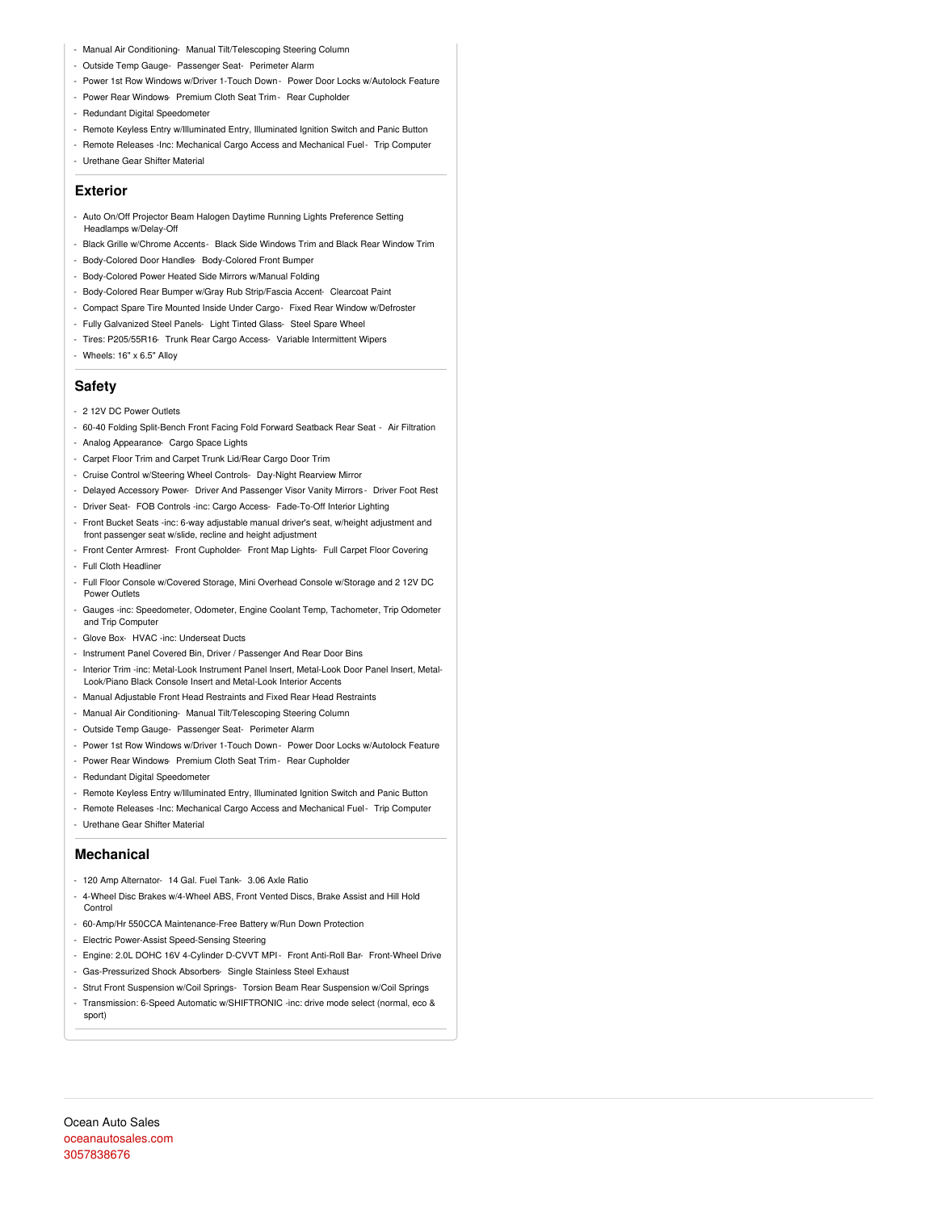- Manual Air Conditioning- Manual Tilt/Telescoping Steering Column
- Outside Temp Gauge- Passenger Seat- Perimeter Alarm
- Power 1st Row Windows w/Driver 1-Touch Down - Power Door Locks w/Autolock Feature
- Power Rear Windows- Premium Cloth Seat Trim - Rear Cupholder
- Redundant Digital Speedometer
- Remote Keyless Entry w/Illuminated Entry, Illuminated Ignition Switch and Panic Button
- Remote Releases -Inc: Mechanical Cargo Access and Mechanical Fuel - Trip Computer
- Urethane Gear Shifter Material

## Exterior

- Auto On/Off Projector Beam Halogen Daytime Running Lights Preference Setting Headlamps w/Delay-Off
- Black Grille w/Chrome Accents - Black Side Windows Trim and Black Rear Window Trim
- Body-Colored Door Handles- Body-Colored Front Bumper
- Body-Colored Power Heated Side Mirrors w/Manual Folding
- Body-Colored Rear Bumper w/Gray Rub Strip/Fascia Accent- Clearcoat Paint
- Compact Spare Tire Mounted Inside Under Cargo - Fixed Rear Window w/Defroster
- Fully Galvanized Steel Panels- Light Tinted Glass- Steel Spare Wheel
- Tires: P205/55R16- Trunk Rear Cargo Access- Variable Intermittent Wipers
- Wheels: 16" x 6.5" Alloy

## Safety

- 2 12V DC Power Outlets
- 60-40 Folding Split-Bench Front Facing Fold Forward Seatback Rear Seat - Air Filtration
- Analog Appearance- Cargo Space Lights
- Carpet Floor Trim and Carpet Trunk Lid/Rear Cargo Door Trim
- Cruise Control w/Steering Wheel Controls- Day-Night Rearview Mirror
- Delayed Accessory Power- Driver And Passenger Visor Vanity Mirrors - Driver Foot Rest
- Driver Seat- FOB Controls -inc: Cargo Access- Fade-To-Off Interior Lighting
- Front Bucket Seats -inc: 6-way adjustable manual driver's seat, w/height adjustment and front passenger seat w/slide, recline and height adjustment
- Front Center Armrest- Front Cupholder- Front Map Lights- Full Carpet Floor Covering
- Full Cloth Headliner
- Full Floor Console w/Covered Storage, Mini Overhead Console w/Storage and 2 12V DC Power Outlets
- Gauges -inc: Speedometer, Odometer, Engine Coolant Temp, Tachometer, Trip Odometer and Trip Computer
- Glove Box- HVAC -inc: Underseat Ducts
- Instrument Panel Covered Bin, Driver / Passenger And Rear Door Bins
- Interior Trim -inc: Metal-Look Instrument Panel Insert, Metal-Look Door Panel Insert, Metal-Look/Piano Black Console Insert and Metal-Look Interior Accents
- Manual Adjustable Front Head Restraints and Fixed Rear Head Restraints
- Manual Air Conditioning- Manual Tilt/Telescoping Steering Column
- Outside Temp Gauge- Passenger Seat- Perimeter Alarm
- Power 1st Row Windows w/Driver 1-Touch Down - Power Door Locks w/Autolock Feature
- Power Rear Windows- Premium Cloth Seat Trim - Rear Cupholder
- Redundant Digital Speedometer
- Remote Keyless Entry w/Illuminated Entry, Illuminated Ignition Switch and Panic Button
- Remote Releases -Inc: Mechanical Cargo Access and Mechanical Fuel - Trip Computer
- Urethane Gear Shifter Material

## Mechanical

- 120 Amp Alternator- 14 Gal. Fuel Tank- 3.06 Axle Ratio
- 4-Wheel Disc Brakes w/4-Wheel ABS, Front Vented Discs, Brake Assist and Hill Hold Control
- 60-Amp/Hr 550CCA Maintenance-Free Battery w/Run Down Protection
- Electric Power-Assist Speed-Sensing Steering
- Engine: 2.0L DOHC 16V 4-Cylinder D-CVVT MPI - Front Anti-Roll Bar- Front-Wheel Drive
- Gas-Pressurized Shock Absorbers- Single Stainless Steel Exhaust
- Strut Front Suspension w/Coil Springs- Torsion Beam Rear Suspension w/Coil Springs
- Transmission: 6-Speed Automatic w/SHIFTRONIC -inc: drive mode select (normal, eco & sport)

Ocean Auto Sales
oceanautosales.com
3057838676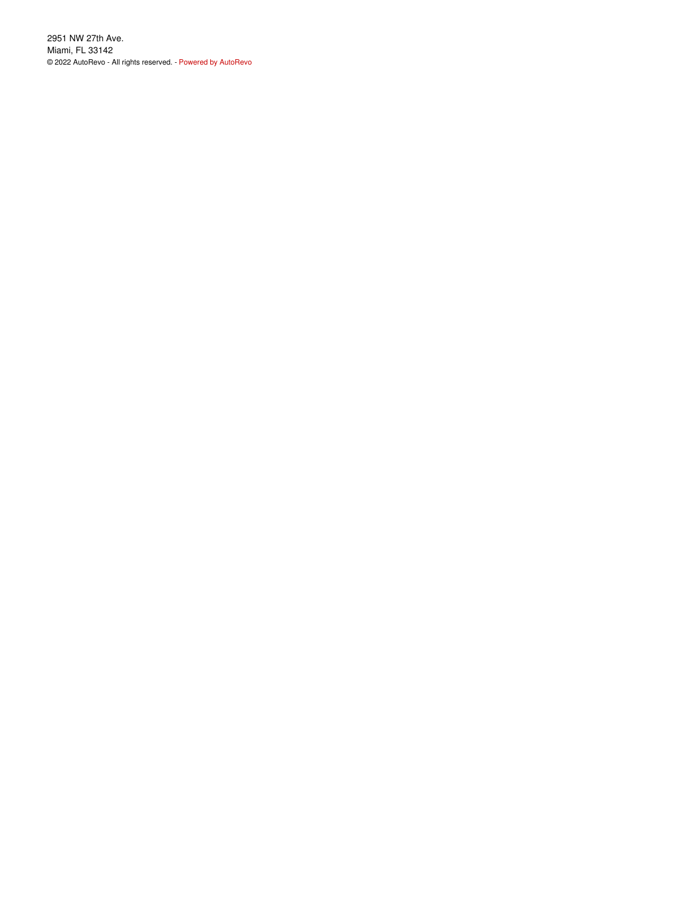2951 NW 27th Ave.
Miami, FL 33142
© 2022 AutoRevo - All rights reserved. - Powered by AutoRevo